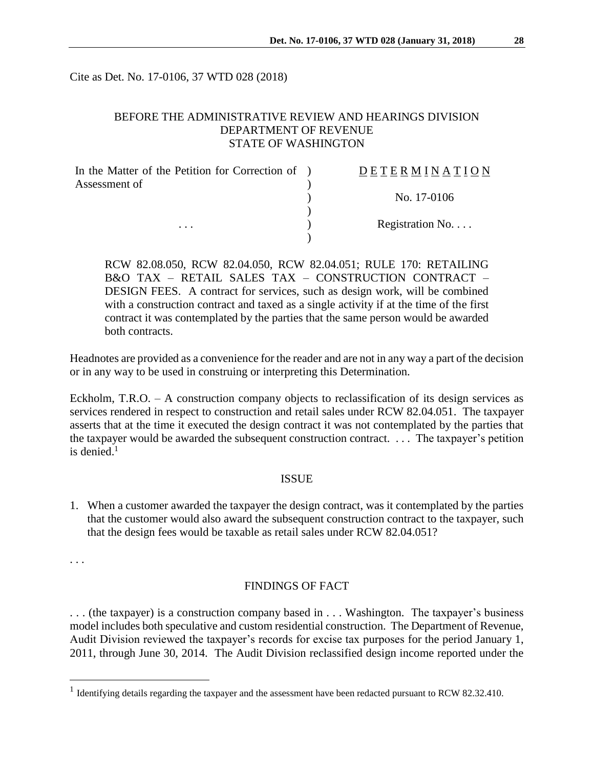Cite as Det. No. 17-0106, 37 WTD 028 (2018)

BEFORE THE ADMINISTRATIVE REVIEW AND HEARINGS DIVISION
DEPARTMENT OF REVENUE
STATE OF WASHINGTON

| In the Matter of the Petition for Correction of Assessment of | ) | D E T E R M I N A T I O N |
|---|---|---|
| | ) | No. 17-0106 |
| . . . | ) | Registration No. . . . |

RCW 82.08.050, RCW 82.04.050, RCW 82.04.051; RULE 170: RETAILING B&O TAX – RETAIL SALES TAX – CONSTRUCTION CONTRACT – DESIGN FEES. A contract for services, such as design work, will be combined with a construction contract and taxed as a single activity if at the time of the first contract it was contemplated by the parties that the same person would be awarded both contracts.

Headnotes are provided as a convenience for the reader and are not in any way a part of the decision or in any way to be used in construing or interpreting this Determination.

Eckholm, T.R.O. – A construction company objects to reclassification of its design services as services rendered in respect to construction and retail sales under RCW 82.04.051. The taxpayer asserts that at the time it executed the design contract it was not contemplated by the parties that the taxpayer would be awarded the subsequent construction contract. . . . The taxpayer's petition is denied.[1]

## ISSUE

1. When a customer awarded the taxpayer the design contract, was it contemplated by the parties that the customer would also award the subsequent construction contract to the taxpayer, such that the design fees would be taxable as retail sales under RCW 82.04.051?

. . .

## FINDINGS OF FACT

. . . (the taxpayer) is a construction company based in . . . Washington. The taxpayer's business model includes both speculative and custom residential construction. The Department of Revenue, Audit Division reviewed the taxpayer's records for excise tax purposes for the period January 1, 2011, through June 30, 2014. The Audit Division reclassified design income reported under the

[1] Identifying details regarding the taxpayer and the assessment have been redacted pursuant to RCW 82.32.410.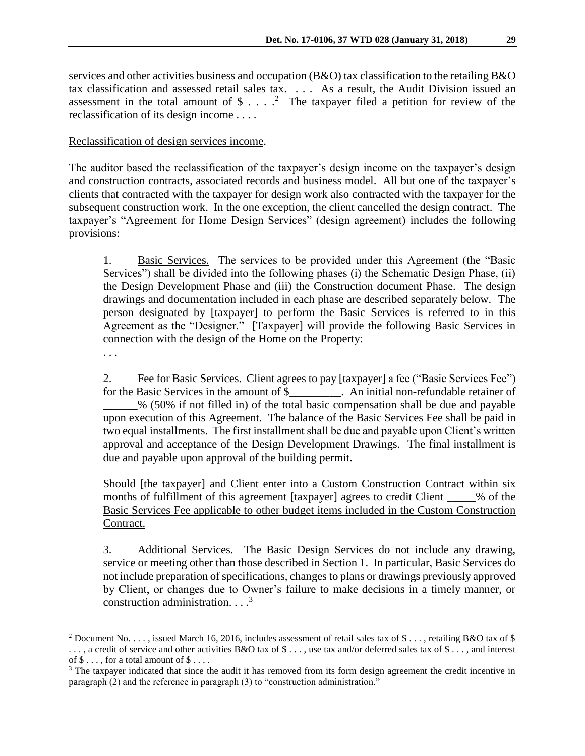services and other activities business and occupation (B&O) tax classification to the retailing B&O tax classification and assessed retail sales tax. . . . As a result, the Audit Division issued an assessment in the total amount of $ . . . .[2] The taxpayer filed a petition for review of the reclassification of its design income . . . .

Reclassification of design services income.

The auditor based the reclassification of the taxpayer's design income on the taxpayer's design and construction contracts, associated records and business model. All but one of the taxpayer's clients that contracted with the taxpayer for design work also contracted with the taxpayer for the subsequent construction work. In the one exception, the client cancelled the design contract. The taxpayer's "Agreement for Home Design Services" (design agreement) includes the following provisions:

> 1. Basic Services. The services to be provided under this Agreement (the "Basic Services") shall be divided into the following phases (i) the Schematic Design Phase, (ii) the Design Development Phase and (iii) the Construction document Phase. The design drawings and documentation included in each phase are described separately below. The person designated by [taxpayer] to perform the Basic Services is referred to in this Agreement as the "Designer." [Taxpayer] will provide the following Basic Services in connection with the design of the Home on the Property:
>
> . . .
>
> 2. Fee for Basic Services. Client agrees to pay [taxpayer] a fee ("Basic Services Fee") for the Basic Services in the amount of $_________. An initial non-refundable retainer of ______% (50% if not filled in) of the total basic compensation shall be due and payable upon execution of this Agreement. The balance of the Basic Services Fee shall be paid in two equal installments. The first installment shall be due and payable upon Client's written approval and acceptance of the Design Development Drawings. The final installment is due and payable upon approval of the building permit.
>
> Should [the taxpayer] and Client enter into a Custom Construction Contract within six months of fulfillment of this agreement [taxpayer] agrees to credit Client _____% of the Basic Services Fee applicable to other budget items included in the Custom Construction Contract.
>
> 3. Additional Services. The Basic Design Services do not include any drawing, service or meeting other than those described in Section 1. In particular, Basic Services do not include preparation of specifications, changes to plans or drawings previously approved by Client, or changes due to Owner's failure to make decisions in a timely manner, or construction administration. . . .[3]

---

[2] Document No. . . . , issued March 16, 2016, includes assessment of retail sales tax of $ . . . , retailing B&O tax of $ . . . , a credit of service and other activities B&O tax of $ . . . , use tax and/or deferred sales tax of $ . . . , and interest of $ . . . , for a total amount of $ . . . .

[3] The taxpayer indicated that since the audit it has removed from its form design agreement the credit incentive in paragraph (2) and the reference in paragraph (3) to "construction administration."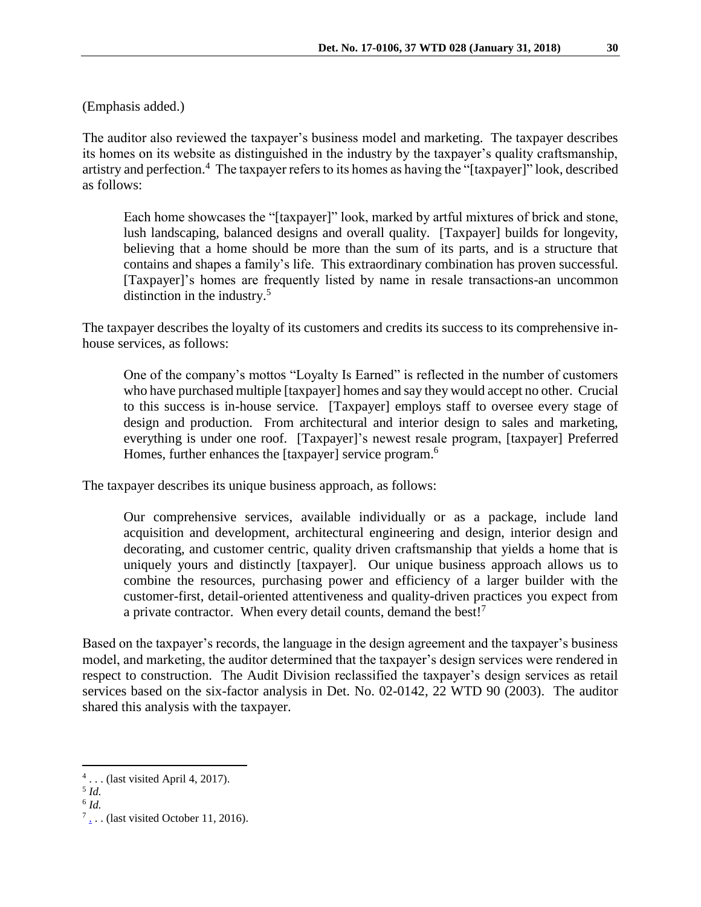(Emphasis added.)

The auditor also reviewed the taxpayer's business model and marketing. The taxpayer describes its homes on its website as distinguished in the industry by the taxpayer's quality craftsmanship, artistry and perfection.[4] The taxpayer refers to its homes as having the "[taxpayer]" look, described as follows:

> Each home showcases the "[taxpayer]" look, marked by artful mixtures of brick and stone, lush landscaping, balanced designs and overall quality. [Taxpayer] builds for longevity, believing that a home should be more than the sum of its parts, and is a structure that contains and shapes a family's life. This extraordinary combination has proven successful. [Taxpayer]'s homes are frequently listed by name in resale transactions-an uncommon distinction in the industry.[5]

The taxpayer describes the loyalty of its customers and credits its success to its comprehensive in-house services, as follows:

> One of the company's mottos "Loyalty Is Earned" is reflected in the number of customers who have purchased multiple [taxpayer] homes and say they would accept no other. Crucial to this success is in-house service. [Taxpayer] employs staff to oversee every stage of design and production. From architectural and interior design to sales and marketing, everything is under one roof. [Taxpayer]'s newest resale program, [taxpayer] Preferred Homes, further enhances the [taxpayer] service program.[6]

The taxpayer describes its unique business approach, as follows:

> Our comprehensive services, available individually or as a package, include land acquisition and development, architectural engineering and design, interior design and decorating, and customer centric, quality driven craftsmanship that yields a home that is uniquely yours and distinctly [taxpayer]. Our unique business approach allows us to combine the resources, purchasing power and efficiency of a larger builder with the customer-first, detail-oriented attentiveness and quality-driven practices you expect from a private contractor. When every detail counts, demand the best![7]

Based on the taxpayer's records, the language in the design agreement and the taxpayer's business model, and marketing, the auditor determined that the taxpayer's design services were rendered in respect to construction. The Audit Division reclassified the taxpayer's design services as retail services based on the six-factor analysis in Det. No. 02-0142, 22 WTD 90 (2003). The auditor shared this analysis with the taxpayer.

---

[4] . . . (last visited April 4, 2017).

[5] *Id.*

[6] *Id.*

[7] . . . (last visited October 11, 2016).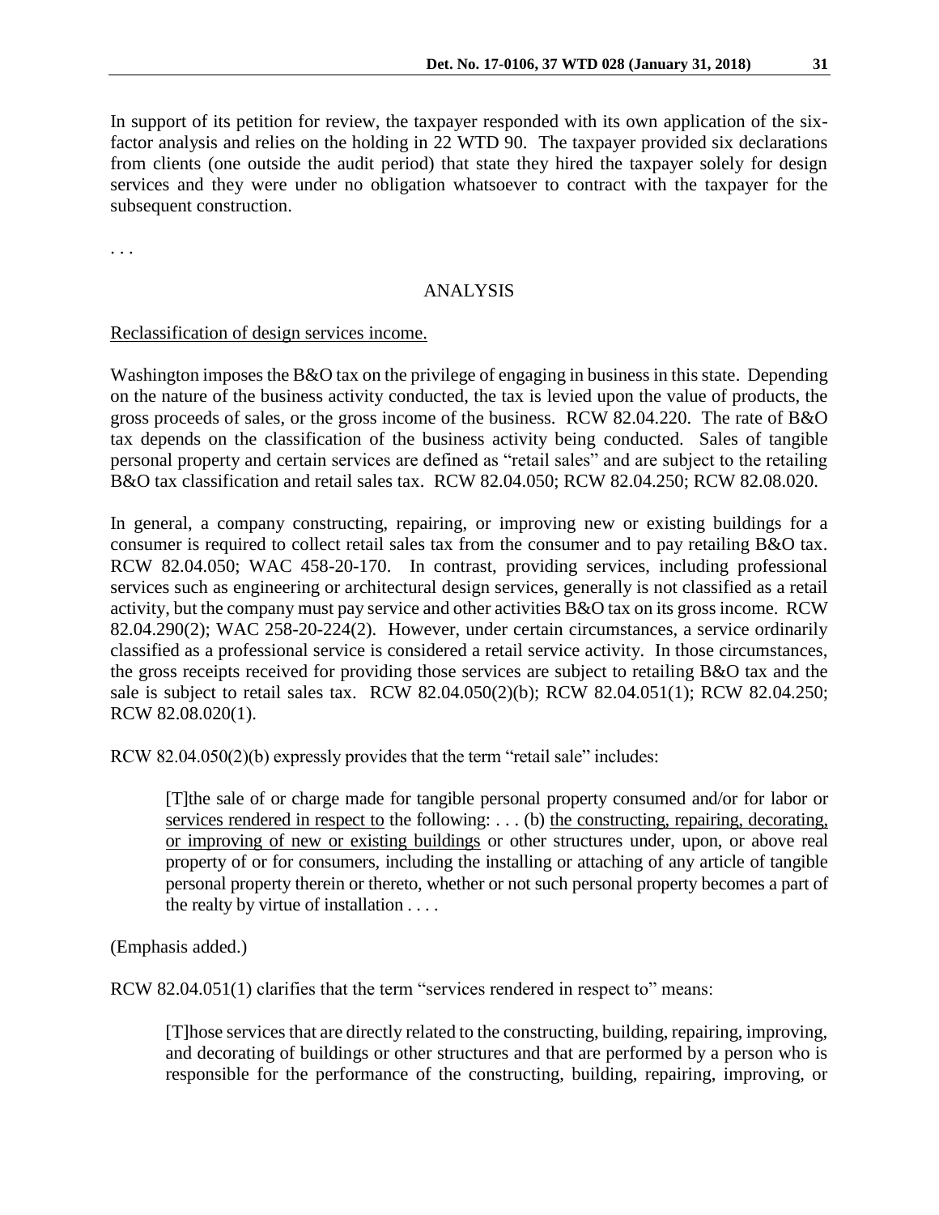In support of its petition for review, the taxpayer responded with its own application of the six-factor analysis and relies on the holding in 22 WTD 90. The taxpayer provided six declarations from clients (one outside the audit period) that state they hired the taxpayer solely for design services and they were under no obligation whatsoever to contract with the taxpayer for the subsequent construction.

. . .

## ANALYSIS

Reclassification of design services income.

Washington imposes the B&O tax on the privilege of engaging in business in this state. Depending on the nature of the business activity conducted, the tax is levied upon the value of products, the gross proceeds of sales, or the gross income of the business. RCW 82.04.220. The rate of B&O tax depends on the classification of the business activity being conducted. Sales of tangible personal property and certain services are defined as "retail sales" and are subject to the retailing B&O tax classification and retail sales tax. RCW 82.04.050; RCW 82.04.250; RCW 82.08.020.

In general, a company constructing, repairing, or improving new or existing buildings for a consumer is required to collect retail sales tax from the consumer and to pay retailing B&O tax. RCW 82.04.050; WAC 458-20-170. In contrast, providing services, including professional services such as engineering or architectural design services, generally is not classified as a retail activity, but the company must pay service and other activities B&O tax on its gross income. RCW 82.04.290(2); WAC 258-20-224(2). However, under certain circumstances, a service ordinarily classified as a professional service is considered a retail service activity. In those circumstances, the gross receipts received for providing those services are subject to retailing B&O tax and the sale is subject to retail sales tax. RCW 82.04.050(2)(b); RCW 82.04.051(1); RCW 82.04.250; RCW 82.08.020(1).

RCW 82.04.050(2)(b) expressly provides that the term "retail sale" includes:

> [T]he sale of or charge made for tangible personal property consumed and/or for labor or services rendered in respect to the following: . . . (b) the constructing, repairing, decorating, or improving of new or existing buildings or other structures under, upon, or above real property of or for consumers, including the installing or attaching of any article of tangible personal property therein or thereto, whether or not such personal property becomes a part of the realty by virtue of installation . . . .

(Emphasis added.)

RCW 82.04.051(1) clarifies that the term "services rendered in respect to" means:

> [T]hose services that are directly related to the constructing, building, repairing, improving, and decorating of buildings or other structures and that are performed by a person who is responsible for the performance of the constructing, building, repairing, improving, or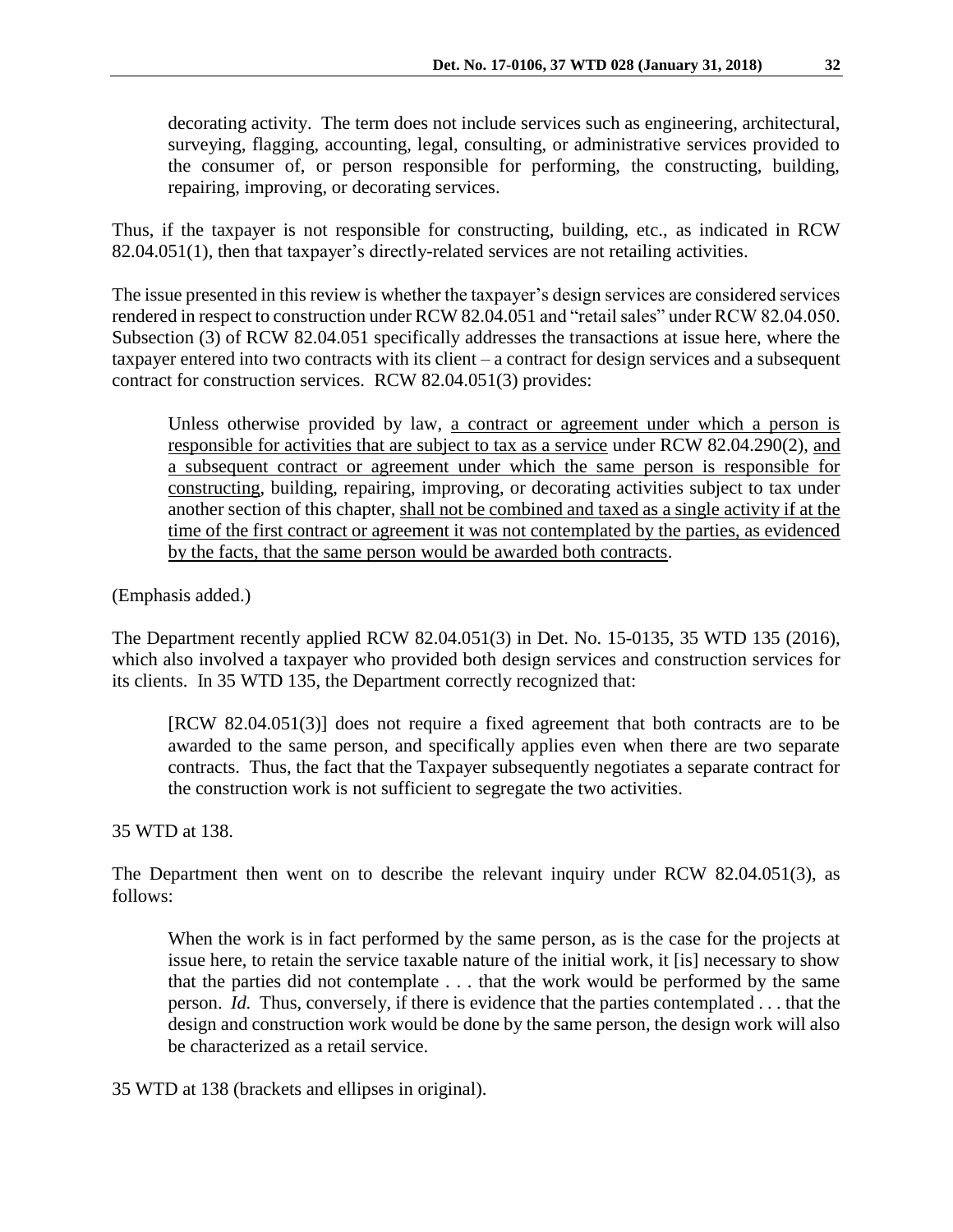> decorating activity. The term does not include services such as engineering, architectural, surveying, flagging, accounting, legal, consulting, or administrative services provided to the consumer of, or person responsible for performing, the constructing, building, repairing, improving, or decorating services.

Thus, if the taxpayer is not responsible for constructing, building, etc., as indicated in RCW 82.04.051(1), then that taxpayer's directly-related services are not retailing activities.

The issue presented in this review is whether the taxpayer's design services are considered services rendered in respect to construction under RCW 82.04.051 and "retail sales" under RCW 82.04.050. Subsection (3) of RCW 82.04.051 specifically addresses the transactions at issue here, where the taxpayer entered into two contracts with its client – a contract for design services and a subsequent contract for construction services. RCW 82.04.051(3) provides:

> Unless otherwise provided by law, <u>a contract or agreement under which a person is responsible for activities that are subject to tax as a service</u> under RCW 82.04.290(2), <u>and a subsequent contract or agreement under which the same person is responsible for constructing</u>, building, repairing, improving, or decorating activities subject to tax under another section of this chapter, <u>shall not be combined and taxed as a single activity if at the time of the first contract or agreement it was not contemplated by the parties, as evidenced by the facts, that the same person would be awarded both contracts</u>.

(Emphasis added.)

The Department recently applied RCW 82.04.051(3) in Det. No. 15-0135, 35 WTD 135 (2016), which also involved a taxpayer who provided both design services and construction services for its clients. In 35 WTD 135, the Department correctly recognized that:

> [RCW 82.04.051(3)] does not require a fixed agreement that both contracts are to be awarded to the same person, and specifically applies even when there are two separate contracts. Thus, the fact that the Taxpayer subsequently negotiates a separate contract for the construction work is not sufficient to segregate the two activities.

35 WTD at 138.

The Department then went on to describe the relevant inquiry under RCW 82.04.051(3), as follows:

> When the work is in fact performed by the same person, as is the case for the projects at issue here, to retain the service taxable nature of the initial work, it [is] necessary to show that the parties did not contemplate . . . that the work would be performed by the same person. *Id.* Thus, conversely, if there is evidence that the parties contemplated . . . that the design and construction work would be done by the same person, the design work will also be characterized as a retail service.

35 WTD at 138 (brackets and ellipses in original).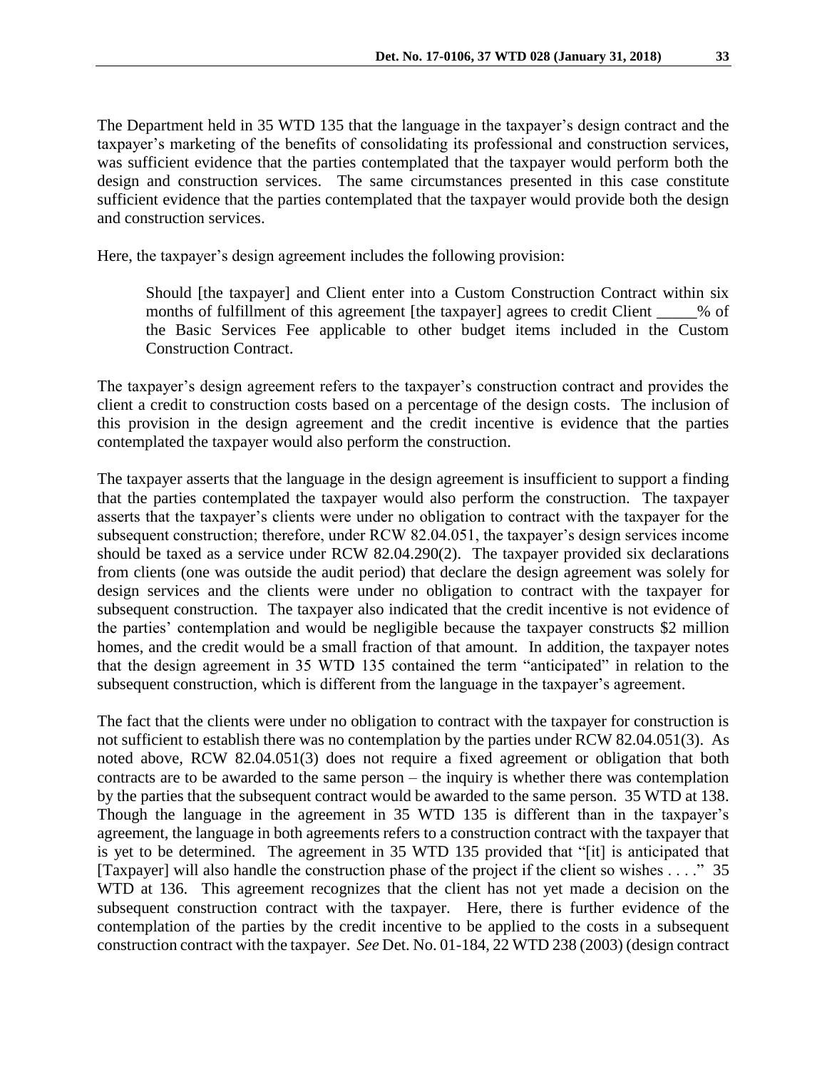The Department held in 35 WTD 135 that the language in the taxpayer's design contract and the taxpayer's marketing of the benefits of consolidating its professional and construction services, was sufficient evidence that the parties contemplated that the taxpayer would perform both the design and construction services. The same circumstances presented in this case constitute sufficient evidence that the parties contemplated that the taxpayer would provide both the design and construction services.

Here, the taxpayer's design agreement includes the following provision:

> Should [the taxpayer] and Client enter into a Custom Construction Contract within six months of fulfillment of this agreement [the taxpayer] agrees to credit Client _____% of the Basic Services Fee applicable to other budget items included in the Custom Construction Contract.

The taxpayer's design agreement refers to the taxpayer's construction contract and provides the client a credit to construction costs based on a percentage of the design costs. The inclusion of this provision in the design agreement and the credit incentive is evidence that the parties contemplated the taxpayer would also perform the construction.

The taxpayer asserts that the language in the design agreement is insufficient to support a finding that the parties contemplated the taxpayer would also perform the construction. The taxpayer asserts that the taxpayer's clients were under no obligation to contract with the taxpayer for the subsequent construction; therefore, under RCW 82.04.051, the taxpayer's design services income should be taxed as a service under RCW 82.04.290(2). The taxpayer provided six declarations from clients (one was outside the audit period) that declare the design agreement was solely for design services and the clients were under no obligation to contract with the taxpayer for subsequent construction. The taxpayer also indicated that the credit incentive is not evidence of the parties' contemplation and would be negligible because the taxpayer constructs $2 million homes, and the credit would be a small fraction of that amount. In addition, the taxpayer notes that the design agreement in 35 WTD 135 contained the term "anticipated" in relation to the subsequent construction, which is different from the language in the taxpayer's agreement.

The fact that the clients were under no obligation to contract with the taxpayer for construction is not sufficient to establish there was no contemplation by the parties under RCW 82.04.051(3). As noted above, RCW 82.04.051(3) does not require a fixed agreement or obligation that both contracts are to be awarded to the same person – the inquiry is whether there was contemplation by the parties that the subsequent contract would be awarded to the same person. 35 WTD at 138. Though the language in the agreement in 35 WTD 135 is different than in the taxpayer's agreement, the language in both agreements refers to a construction contract with the taxpayer that is yet to be determined. The agreement in 35 WTD 135 provided that "[it] is anticipated that [Taxpayer] will also handle the construction phase of the project if the client so wishes . . . ." 35 WTD at 136. This agreement recognizes that the client has not yet made a decision on the subsequent construction contract with the taxpayer. Here, there is further evidence of the contemplation of the parties by the credit incentive to be applied to the costs in a subsequent construction contract with the taxpayer. *See* Det. No. 01-184, 22 WTD 238 (2003) (design contract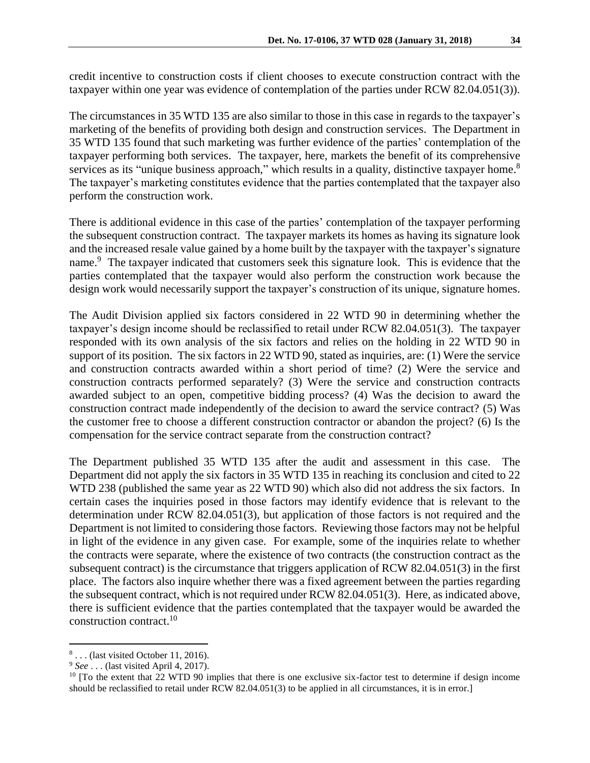credit incentive to construction costs if client chooses to execute construction contract with the taxpayer within one year was evidence of contemplation of the parties under RCW 82.04.051(3)).

The circumstances in 35 WTD 135 are also similar to those in this case in regards to the taxpayer's marketing of the benefits of providing both design and construction services. The Department in 35 WTD 135 found that such marketing was further evidence of the parties' contemplation of the taxpayer performing both services. The taxpayer, here, markets the benefit of its comprehensive services as its "unique business approach," which results in a quality, distinctive taxpayer home.[8] The taxpayer's marketing constitutes evidence that the parties contemplated that the taxpayer also perform the construction work.

There is additional evidence in this case of the parties' contemplation of the taxpayer performing the subsequent construction contract. The taxpayer markets its homes as having its signature look and the increased resale value gained by a home built by the taxpayer with the taxpayer's signature name.[9] The taxpayer indicated that customers seek this signature look. This is evidence that the parties contemplated that the taxpayer would also perform the construction work because the design work would necessarily support the taxpayer's construction of its unique, signature homes.

The Audit Division applied six factors considered in 22 WTD 90 in determining whether the taxpayer's design income should be reclassified to retail under RCW 82.04.051(3). The taxpayer responded with its own analysis of the six factors and relies on the holding in 22 WTD 90 in support of its position. The six factors in 22 WTD 90, stated as inquiries, are: (1) Were the service and construction contracts awarded within a short period of time? (2) Were the service and construction contracts performed separately? (3) Were the service and construction contracts awarded subject to an open, competitive bidding process? (4) Was the decision to award the construction contract made independently of the decision to award the service contract? (5) Was the customer free to choose a different construction contractor or abandon the project? (6) Is the compensation for the service contract separate from the construction contract?

The Department published 35 WTD 135 after the audit and assessment in this case. The Department did not apply the six factors in 35 WTD 135 in reaching its conclusion and cited to 22 WTD 238 (published the same year as 22 WTD 90) which also did not address the six factors. In certain cases the inquiries posed in those factors may identify evidence that is relevant to the determination under RCW 82.04.051(3), but application of those factors is not required and the Department is not limited to considering those factors. Reviewing those factors may not be helpful in light of the evidence in any given case. For example, some of the inquiries relate to whether the contracts were separate, where the existence of two contracts (the construction contract as the subsequent contract) is the circumstance that triggers application of RCW 82.04.051(3) in the first place. The factors also inquire whether there was a fixed agreement between the parties regarding the subsequent contract, which is not required under RCW 82.04.051(3). Here, as indicated above, there is sufficient evidence that the parties contemplated that the taxpayer would be awarded the construction contract.[10]

---

[8] . . . (last visited October 11, 2016).

[9] *See* . . . (last visited April 4, 2017).

[10] [To the extent that 22 WTD 90 implies that there is one exclusive six-factor test to determine if design income should be reclassified to retail under RCW 82.04.051(3) to be applied in all circumstances, it is in error.]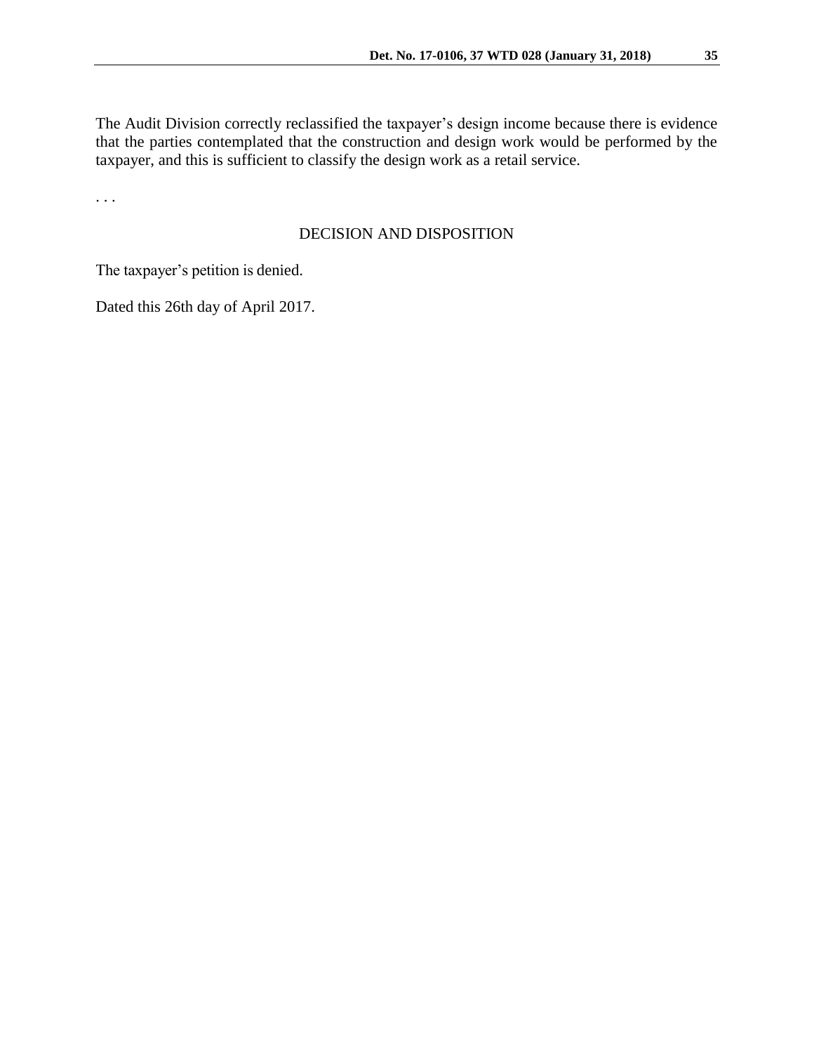The Audit Division correctly reclassified the taxpayer's design income because there is evidence that the parties contemplated that the construction and design work would be performed by the taxpayer, and this is sufficient to classify the design work as a retail service.

. . .

## DECISION AND DISPOSITION

The taxpayer's petition is denied.

Dated this 26th day of April 2017.